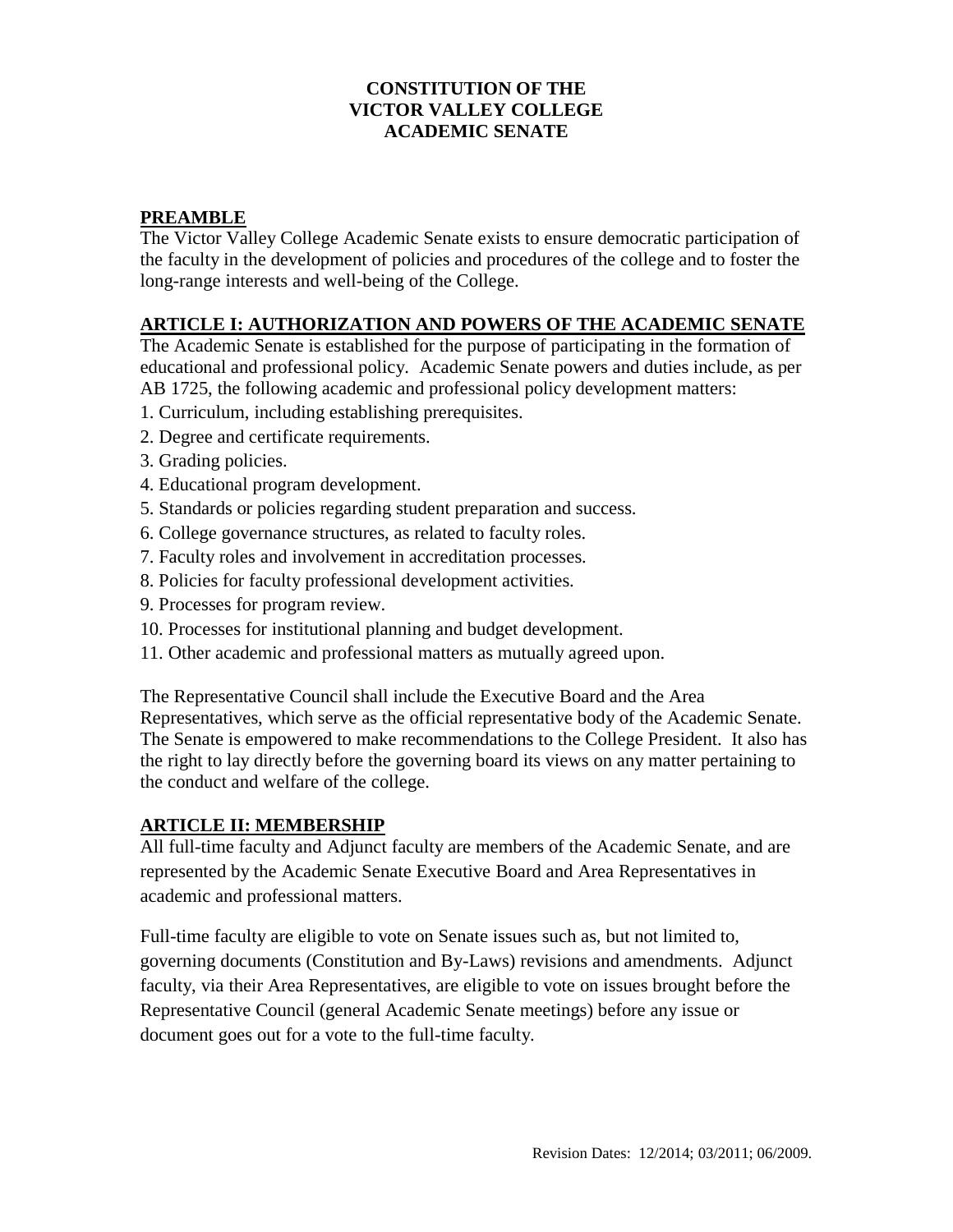# CONSTITUTION OF THE VICTOR VALLEY COLLEGE ACADEMIC SENATE

## PREAMBLE

The Victor Valley College Academic Senate exists to ensure democratic participation of the faculty in the development of policies and procedures of the college and to foster the long-range interests and well-being of the College.

## ARTICLE I: AUTHORIZATION AND POWERS OF THE ACADEMIC SENATE

The Academic Senate is established for the purpose of participating in the formation of educational and professional policy. Academic Senate powers and duties include, as per AB 1725, the following academic and professional policy development matters:

1. Curriculum, including establishing prerequisites.
2. Degree and certificate requirements.
3. Grading policies.
4. Educational program development.
5. Standards or policies regarding student preparation and success.
6. College governance structures, as related to faculty roles.
7. Faculty roles and involvement in accreditation processes.
8. Policies for faculty professional development activities.
9. Processes for program review.
10. Processes for institutional planning and budget development.
11. Other academic and professional matters as mutually agreed upon.

The Representative Council shall include the Executive Board and the Area Representatives, which serve as the official representative body of the Academic Senate. The Senate is empowered to make recommendations to the College President. It also has the right to lay directly before the governing board its views on any matter pertaining to the conduct and welfare of the college.

## ARTICLE II: MEMBERSHIP

All full-time faculty and Adjunct faculty are members of the Academic Senate, and are represented by the Academic Senate Executive Board and Area Representatives in academic and professional matters.

Full-time faculty are eligible to vote on Senate issues such as, but not limited to, governing documents (Constitution and By-Laws) revisions and amendments. Adjunct faculty, via their Area Representatives, are eligible to vote on issues brought before the Representative Council (general Academic Senate meetings) before any issue or document goes out for a vote to the full-time faculty.

Revision Dates: 12/2014; 03/2011; 06/2009.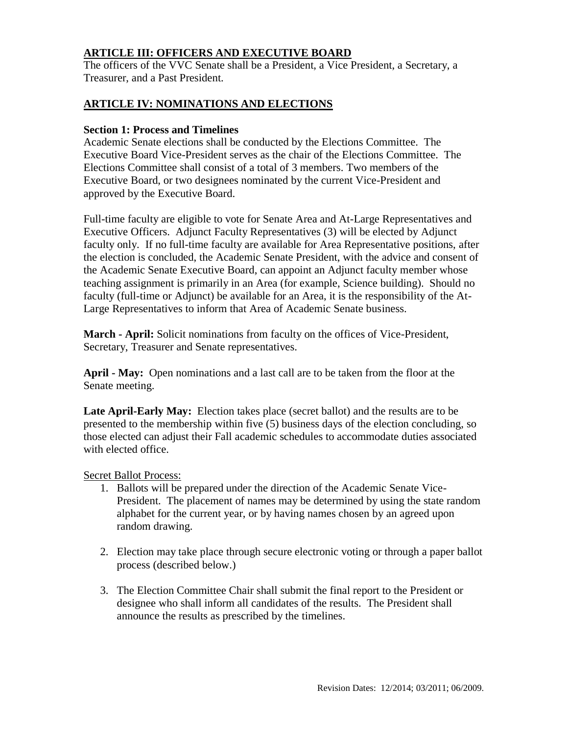## ARTICLE III: OFFICERS AND EXECUTIVE BOARD

The officers of the VVC Senate shall be a President, a Vice President, a Secretary, a Treasurer, and a Past President.

## ARTICLE IV: NOMINATIONS AND ELECTIONS

### Section 1: Process and Timelines

Academic Senate elections shall be conducted by the Elections Committee. The Executive Board Vice-President serves as the chair of the Elections Committee. The Elections Committee shall consist of a total of 3 members. Two members of the Executive Board, or two designees nominated by the current Vice-President and approved by the Executive Board.

Full-time faculty are eligible to vote for Senate Area and At-Large Representatives and Executive Officers. Adjunct Faculty Representatives (3) will be elected by Adjunct faculty only. If no full-time faculty are available for Area Representative positions, after the election is concluded, the Academic Senate President, with the advice and consent of the Academic Senate Executive Board, can appoint an Adjunct faculty member whose teaching assignment is primarily in an Area (for example, Science building). Should no faculty (full-time or Adjunct) be available for an Area, it is the responsibility of the At-Large Representatives to inform that Area of Academic Senate business.

**March - April:** Solicit nominations from faculty on the offices of Vice-President, Secretary, Treasurer and Senate representatives.

**April - May:** Open nominations and a last call are to be taken from the floor at the Senate meeting.

**Late April-Early May:** Election takes place (secret ballot) and the results are to be presented to the membership within five (5) business days of the election concluding, so those elected can adjust their Fall academic schedules to accommodate duties associated with elected office.

Secret Ballot Process:

1. Ballots will be prepared under the direction of the Academic Senate Vice-President. The placement of names may be determined by using the state random alphabet for the current year, or by having names chosen by an agreed upon random drawing.
2. Election may take place through secure electronic voting or through a paper ballot process (described below.)
3. The Election Committee Chair shall submit the final report to the President or designee who shall inform all candidates of the results. The President shall announce the results as prescribed by the timelines.

Revision Dates: 12/2014; 03/2011; 06/2009.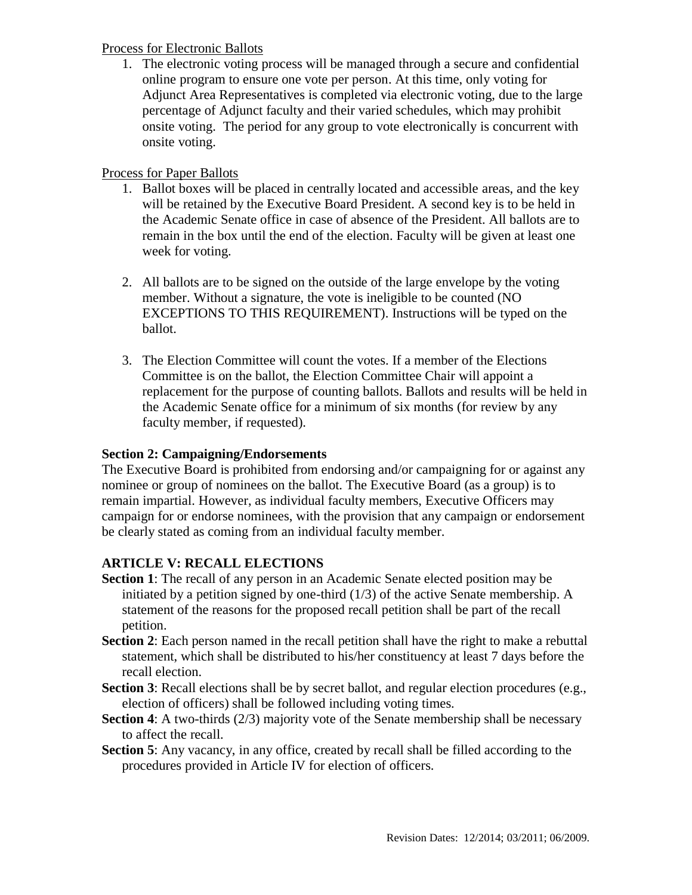Process for Electronic Ballots

1. The electronic voting process will be managed through a secure and confidential online program to ensure one vote per person. At this time, only voting for Adjunct Area Representatives is completed via electronic voting, due to the large percentage of Adjunct faculty and their varied schedules, which may prohibit onsite voting. The period for any group to vote electronically is concurrent with onsite voting.

Process for Paper Ballots

1. Ballot boxes will be placed in centrally located and accessible areas, and the key will be retained by the Executive Board President. A second key is to be held in the Academic Senate office in case of absence of the President. All ballots are to remain in the box until the end of the election. Faculty will be given at least one week for voting.

2. All ballots are to be signed on the outside of the large envelope by the voting member. Without a signature, the vote is ineligible to be counted (NO EXCEPTIONS TO THIS REQUIREMENT). Instructions will be typed on the ballot.

3. The Election Committee will count the votes. If a member of the Elections Committee is on the ballot, the Election Committee Chair will appoint a replacement for the purpose of counting ballots. Ballots and results will be held in the Academic Senate office for a minimum of six months (for review by any faculty member, if requested).

**Section 2: Campaigning/Endorsements**

The Executive Board is prohibited from endorsing and/or campaigning for or against any nominee or group of nominees on the ballot. The Executive Board (as a group) is to remain impartial. However, as individual faculty members, Executive Officers may campaign for or endorse nominees, with the provision that any campaign or endorsement be clearly stated as coming from an individual faculty member.

## ARTICLE V: RECALL ELECTIONS

**Section 1**: The recall of any person in an Academic Senate elected position may be initiated by a petition signed by one-third (1/3) of the active Senate membership. A statement of the reasons for the proposed recall petition shall be part of the recall petition.

**Section 2**: Each person named in the recall petition shall have the right to make a rebuttal statement, which shall be distributed to his/her constituency at least 7 days before the recall election.

**Section 3**: Recall elections shall be by secret ballot, and regular election procedures (e.g., election of officers) shall be followed including voting times.

**Section 4**: A two-thirds (2/3) majority vote of the Senate membership shall be necessary to affect the recall.

**Section 5**: Any vacancy, in any office, created by recall shall be filled according to the procedures provided in Article IV for election of officers.

Revision Dates: 12/2014; 03/2011; 06/2009.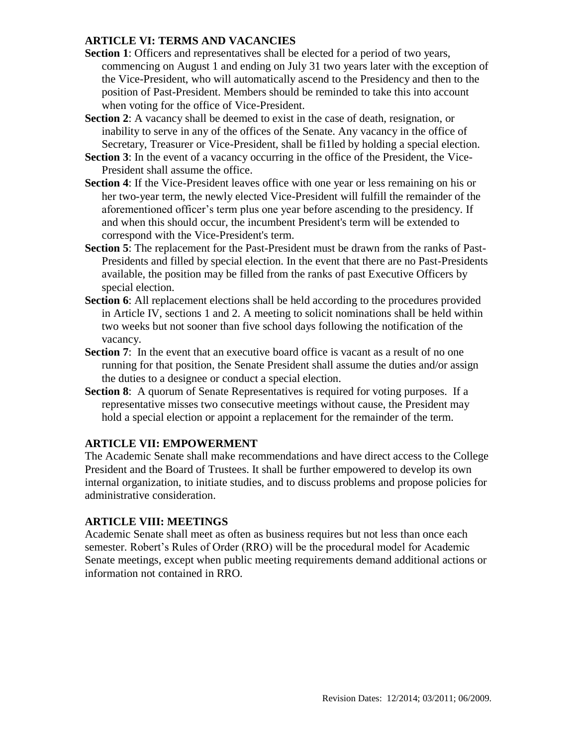## ARTICLE VI: TERMS AND VACANCIES

**Section 1**: Officers and representatives shall be elected for a period of two years, commencing on August 1 and ending on July 31 two years later with the exception of the Vice-President, who will automatically ascend to the Presidency and then to the position of Past-President. Members should be reminded to take this into account when voting for the office of Vice-President.

**Section 2**: A vacancy shall be deemed to exist in the case of death, resignation, or inability to serve in any of the offices of the Senate. Any vacancy in the office of Secretary, Treasurer or Vice-President, shall be fi1led by holding a special election.

**Section 3**: In the event of a vacancy occurring in the office of the President, the Vice-President shall assume the office.

**Section 4**: If the Vice-President leaves office with one year or less remaining on his or her two-year term, the newly elected Vice-President will fulfill the remainder of the aforementioned officer's term plus one year before ascending to the presidency. If and when this should occur, the incumbent President's term will be extended to correspond with the Vice-President's term.

**Section 5**: The replacement for the Past-President must be drawn from the ranks of Past-Presidents and filled by special election. In the event that there are no Past-Presidents available, the position may be filled from the ranks of past Executive Officers by special election.

**Section 6**: All replacement elections shall be held according to the procedures provided in Article IV, sections 1 and 2. A meeting to solicit nominations shall be held within two weeks but not sooner than five school days following the notification of the vacancy.

**Section 7**: In the event that an executive board office is vacant as a result of no one running for that position, the Senate President shall assume the duties and/or assign the duties to a designee or conduct a special election.

**Section 8**: A quorum of Senate Representatives is required for voting purposes. If a representative misses two consecutive meetings without cause, the President may hold a special election or appoint a replacement for the remainder of the term.

## ARTICLE VII: EMPOWERMENT

The Academic Senate shall make recommendations and have direct access to the College President and the Board of Trustees. It shall be further empowered to develop its own internal organization, to initiate studies, and to discuss problems and propose policies for administrative consideration.

## ARTICLE VIII: MEETINGS

Academic Senate shall meet as often as business requires but not less than once each semester. Robert's Rules of Order (RRO) will be the procedural model for Academic Senate meetings, except when public meeting requirements demand additional actions or information not contained in RRO.

Revision Dates: 12/2014; 03/2011; 06/2009.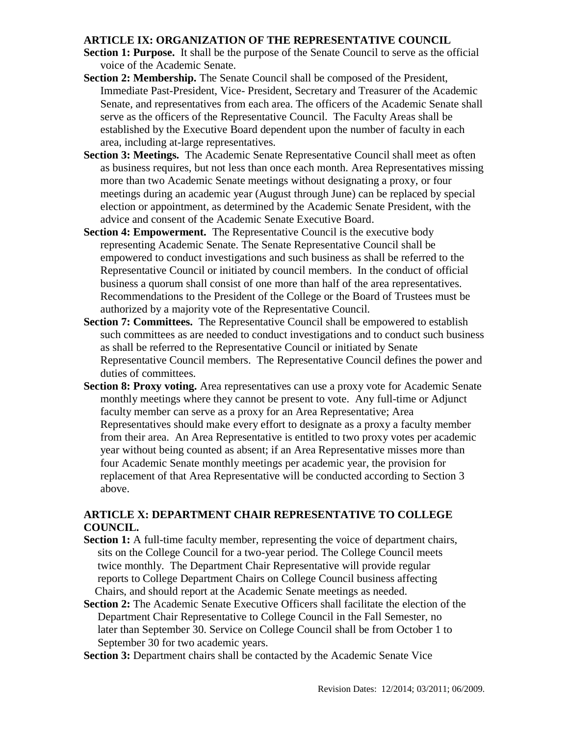### ARTICLE IX: ORGANIZATION OF THE REPRESENTATIVE COUNCIL

**Section 1: Purpose.** It shall be the purpose of the Senate Council to serve as the official voice of the Academic Senate.

**Section 2: Membership.** The Senate Council shall be composed of the President, Immediate Past-President, Vice- President, Secretary and Treasurer of the Academic Senate, and representatives from each area. The officers of the Academic Senate shall serve as the officers of the Representative Council. The Faculty Areas shall be established by the Executive Board dependent upon the number of faculty in each area, including at-large representatives.

**Section 3: Meetings.** The Academic Senate Representative Council shall meet as often as business requires, but not less than once each month. Area Representatives missing more than two Academic Senate meetings without designating a proxy, or four meetings during an academic year (August through June) can be replaced by special election or appointment, as determined by the Academic Senate President, with the advice and consent of the Academic Senate Executive Board.

**Section 4: Empowerment.** The Representative Council is the executive body representing Academic Senate. The Senate Representative Council shall be empowered to conduct investigations and such business as shall be referred to the Representative Council or initiated by council members. In the conduct of official business a quorum shall consist of one more than half of the area representatives. Recommendations to the President of the College or the Board of Trustees must be authorized by a majority vote of the Representative Council.

**Section 7: Committees.** The Representative Council shall be empowered to establish such committees as are needed to conduct investigations and to conduct such business as shall be referred to the Representative Council or initiated by Senate Representative Council members. The Representative Council defines the power and duties of committees.

**Section 8: Proxy voting.** Area representatives can use a proxy vote for Academic Senate monthly meetings where they cannot be present to vote. Any full-time or Adjunct faculty member can serve as a proxy for an Area Representative; Area Representatives should make every effort to designate as a proxy a faculty member from their area. An Area Representative is entitled to two proxy votes per academic year without being counted as absent; if an Area Representative misses more than four Academic Senate monthly meetings per academic year, the provision for replacement of that Area Representative will be conducted according to Section 3 above.

### ARTICLE X: DEPARTMENT CHAIR REPRESENTATIVE TO COLLEGE COUNCIL.

**Section 1:** A full-time faculty member, representing the voice of department chairs, sits on the College Council for a two-year period. The College Council meets twice monthly. The Department Chair Representative will provide regular reports to College Department Chairs on College Council business affecting Chairs, and should report at the Academic Senate meetings as needed.

**Section 2:** The Academic Senate Executive Officers shall facilitate the election of the Department Chair Representative to College Council in the Fall Semester, no later than September 30. Service on College Council shall be from October 1 to September 30 for two academic years.

**Section 3:** Department chairs shall be contacted by the Academic Senate Vice

Revision Dates: 12/2014; 03/2011; 06/2009.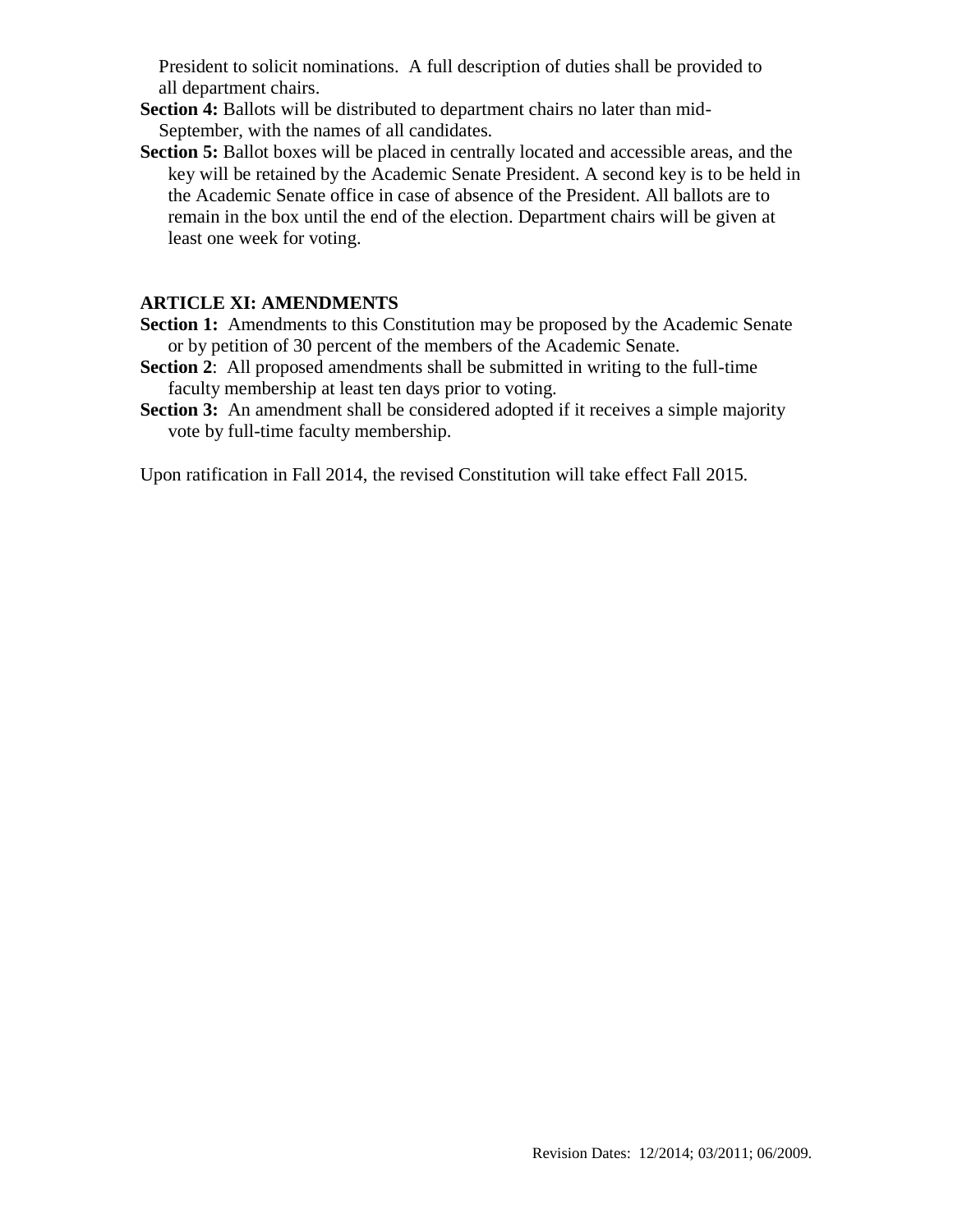President to solicit nominations. A full description of duties shall be provided to all department chairs.

**Section 4:** Ballots will be distributed to department chairs no later than mid-September, with the names of all candidates.

**Section 5:** Ballot boxes will be placed in centrally located and accessible areas, and the key will be retained by the Academic Senate President. A second key is to be held in the Academic Senate office in case of absence of the President. All ballots are to remain in the box until the end of the election. Department chairs will be given at least one week for voting.

## ARTICLE XI: AMENDMENTS

**Section 1:** Amendments to this Constitution may be proposed by the Academic Senate or by petition of 30 percent of the members of the Academic Senate.

**Section 2**: All proposed amendments shall be submitted in writing to the full-time faculty membership at least ten days prior to voting.

**Section 3:** An amendment shall be considered adopted if it receives a simple majority vote by full-time faculty membership.

Upon ratification in Fall 2014, the revised Constitution will take effect Fall 2015.

Revision Dates: 12/2014; 03/2011; 06/2009.